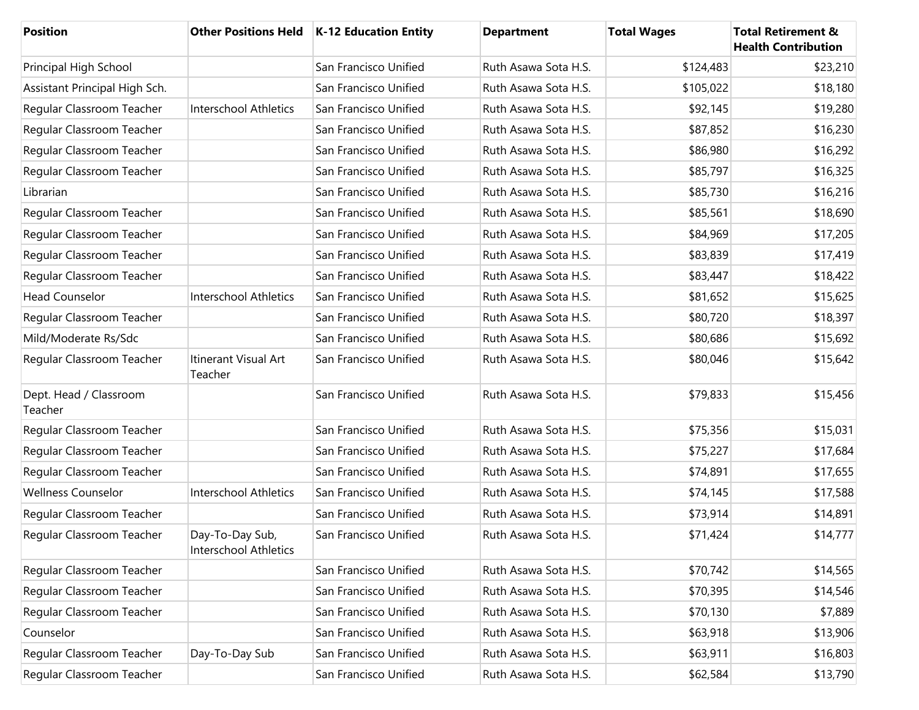| Position | Other Positions Held | K-12 Education Entity | Department | Total Wages | Total Retirement & Health Contribution |
|---|---|---|---|---|---|
| Principal High School | | San Francisco Unified | Ruth Asawa Sota H.S. | $124,483 | $23,210 |
| Assistant Principal High Sch. | | San Francisco Unified | Ruth Asawa Sota H.S. | $105,022 | $18,180 |
| Regular Classroom Teacher | Interschool Athletics | San Francisco Unified | Ruth Asawa Sota H.S. | $92,145 | $19,280 |
| Regular Classroom Teacher | | San Francisco Unified | Ruth Asawa Sota H.S. | $87,852 | $16,230 |
| Regular Classroom Teacher | | San Francisco Unified | Ruth Asawa Sota H.S. | $86,980 | $16,292 |
| Regular Classroom Teacher | | San Francisco Unified | Ruth Asawa Sota H.S. | $85,797 | $16,325 |
| Librarian | | San Francisco Unified | Ruth Asawa Sota H.S. | $85,730 | $16,216 |
| Regular Classroom Teacher | | San Francisco Unified | Ruth Asawa Sota H.S. | $85,561 | $18,690 |
| Regular Classroom Teacher | | San Francisco Unified | Ruth Asawa Sota H.S. | $84,969 | $17,205 |
| Regular Classroom Teacher | | San Francisco Unified | Ruth Asawa Sota H.S. | $83,839 | $17,419 |
| Regular Classroom Teacher | | San Francisco Unified | Ruth Asawa Sota H.S. | $83,447 | $18,422 |
| Head Counselor | Interschool Athletics | San Francisco Unified | Ruth Asawa Sota H.S. | $81,652 | $15,625 |
| Regular Classroom Teacher | | San Francisco Unified | Ruth Asawa Sota H.S. | $80,720 | $18,397 |
| Mild/Moderate Rs/Sdc | | San Francisco Unified | Ruth Asawa Sota H.S. | $80,686 | $15,692 |
| Regular Classroom Teacher | Itinerant Visual Art Teacher | San Francisco Unified | Ruth Asawa Sota H.S. | $80,046 | $15,642 |
| Dept. Head / Classroom Teacher | | San Francisco Unified | Ruth Asawa Sota H.S. | $79,833 | $15,456 |
| Regular Classroom Teacher | | San Francisco Unified | Ruth Asawa Sota H.S. | $75,356 | $15,031 |
| Regular Classroom Teacher | | San Francisco Unified | Ruth Asawa Sota H.S. | $75,227 | $17,684 |
| Regular Classroom Teacher | | San Francisco Unified | Ruth Asawa Sota H.S. | $74,891 | $17,655 |
| Wellness Counselor | Interschool Athletics | San Francisco Unified | Ruth Asawa Sota H.S. | $74,145 | $17,588 |
| Regular Classroom Teacher | | San Francisco Unified | Ruth Asawa Sota H.S. | $73,914 | $14,891 |
| Regular Classroom Teacher | Day-To-Day Sub, Interschool Athletics | San Francisco Unified | Ruth Asawa Sota H.S. | $71,424 | $14,777 |
| Regular Classroom Teacher | | San Francisco Unified | Ruth Asawa Sota H.S. | $70,742 | $14,565 |
| Regular Classroom Teacher | | San Francisco Unified | Ruth Asawa Sota H.S. | $70,395 | $14,546 |
| Regular Classroom Teacher | | San Francisco Unified | Ruth Asawa Sota H.S. | $70,130 | $7,889 |
| Counselor | | San Francisco Unified | Ruth Asawa Sota H.S. | $63,918 | $13,906 |
| Regular Classroom Teacher | Day-To-Day Sub | San Francisco Unified | Ruth Asawa Sota H.S. | $63,911 | $16,803 |
| Regular Classroom Teacher | | San Francisco Unified | Ruth Asawa Sota H.S. | $62,584 | $13,790 |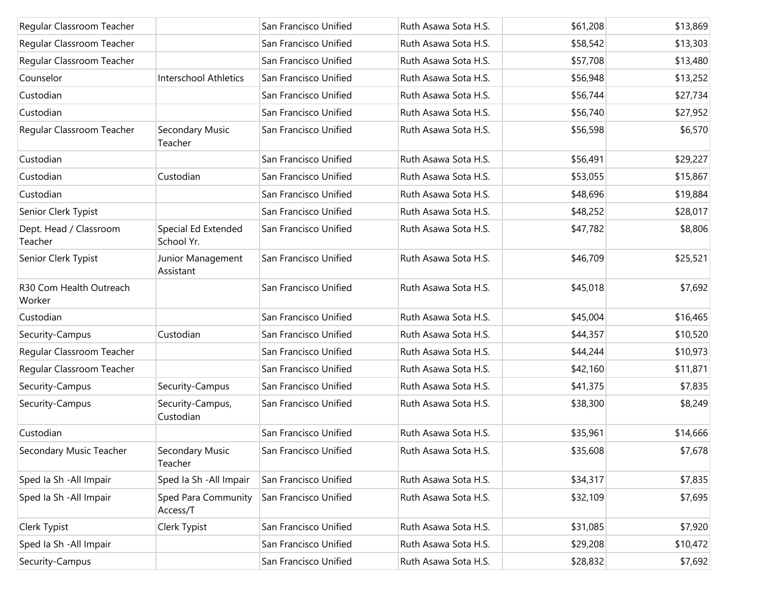| | | | | | |
|---|---|---|---|---|---|
| Regular Classroom Teacher | | San Francisco Unified | Ruth Asawa Sota H.S. | $61,208 | $13,869 |
| Regular Classroom Teacher | | San Francisco Unified | Ruth Asawa Sota H.S. | $58,542 | $13,303 |
| Regular Classroom Teacher | | San Francisco Unified | Ruth Asawa Sota H.S. | $57,708 | $13,480 |
| Counselor | Interschool Athletics | San Francisco Unified | Ruth Asawa Sota H.S. | $56,948 | $13,252 |
| Custodian | | San Francisco Unified | Ruth Asawa Sota H.S. | $56,744 | $27,734 |
| Custodian | | San Francisco Unified | Ruth Asawa Sota H.S. | $56,740 | $27,952 |
| Regular Classroom Teacher | Secondary Music Teacher | San Francisco Unified | Ruth Asawa Sota H.S. | $56,598 | $6,570 |
| Custodian | | San Francisco Unified | Ruth Asawa Sota H.S. | $56,491 | $29,227 |
| Custodian | Custodian | San Francisco Unified | Ruth Asawa Sota H.S. | $53,055 | $15,867 |
| Custodian | | San Francisco Unified | Ruth Asawa Sota H.S. | $48,696 | $19,884 |
| Senior Clerk Typist | | San Francisco Unified | Ruth Asawa Sota H.S. | $48,252 | $28,017 |
| Dept. Head / Classroom Teacher | Special Ed Extended School Yr. | San Francisco Unified | Ruth Asawa Sota H.S. | $47,782 | $8,806 |
| Senior Clerk Typist | Junior Management Assistant | San Francisco Unified | Ruth Asawa Sota H.S. | $46,709 | $25,521 |
| R30 Com Health Outreach Worker | | San Francisco Unified | Ruth Asawa Sota H.S. | $45,018 | $7,692 |
| Custodian | | San Francisco Unified | Ruth Asawa Sota H.S. | $45,004 | $16,465 |
| Security-Campus | Custodian | San Francisco Unified | Ruth Asawa Sota H.S. | $44,357 | $10,520 |
| Regular Classroom Teacher | | San Francisco Unified | Ruth Asawa Sota H.S. | $44,244 | $10,973 |
| Regular Classroom Teacher | | San Francisco Unified | Ruth Asawa Sota H.S. | $42,160 | $11,871 |
| Security-Campus | Security-Campus | San Francisco Unified | Ruth Asawa Sota H.S. | $41,375 | $7,835 |
| Security-Campus | Security-Campus, Custodian | San Francisco Unified | Ruth Asawa Sota H.S. | $38,300 | $8,249 |
| Custodian | | San Francisco Unified | Ruth Asawa Sota H.S. | $35,961 | $14,666 |
| Secondary Music Teacher | Secondary Music Teacher | San Francisco Unified | Ruth Asawa Sota H.S. | $35,608 | $7,678 |
| Sped Ia Sh -All Impair | Sped Ia Sh -All Impair | San Francisco Unified | Ruth Asawa Sota H.S. | $34,317 | $7,835 |
| Sped Ia Sh -All Impair | Sped Para Community Access/T | San Francisco Unified | Ruth Asawa Sota H.S. | $32,109 | $7,695 |
| Clerk Typist | Clerk Typist | San Francisco Unified | Ruth Asawa Sota H.S. | $31,085 | $7,920 |
| Sped Ia Sh -All Impair | | San Francisco Unified | Ruth Asawa Sota H.S. | $29,208 | $10,472 |
| Security-Campus | | San Francisco Unified | Ruth Asawa Sota H.S. | $28,832 | $7,692 |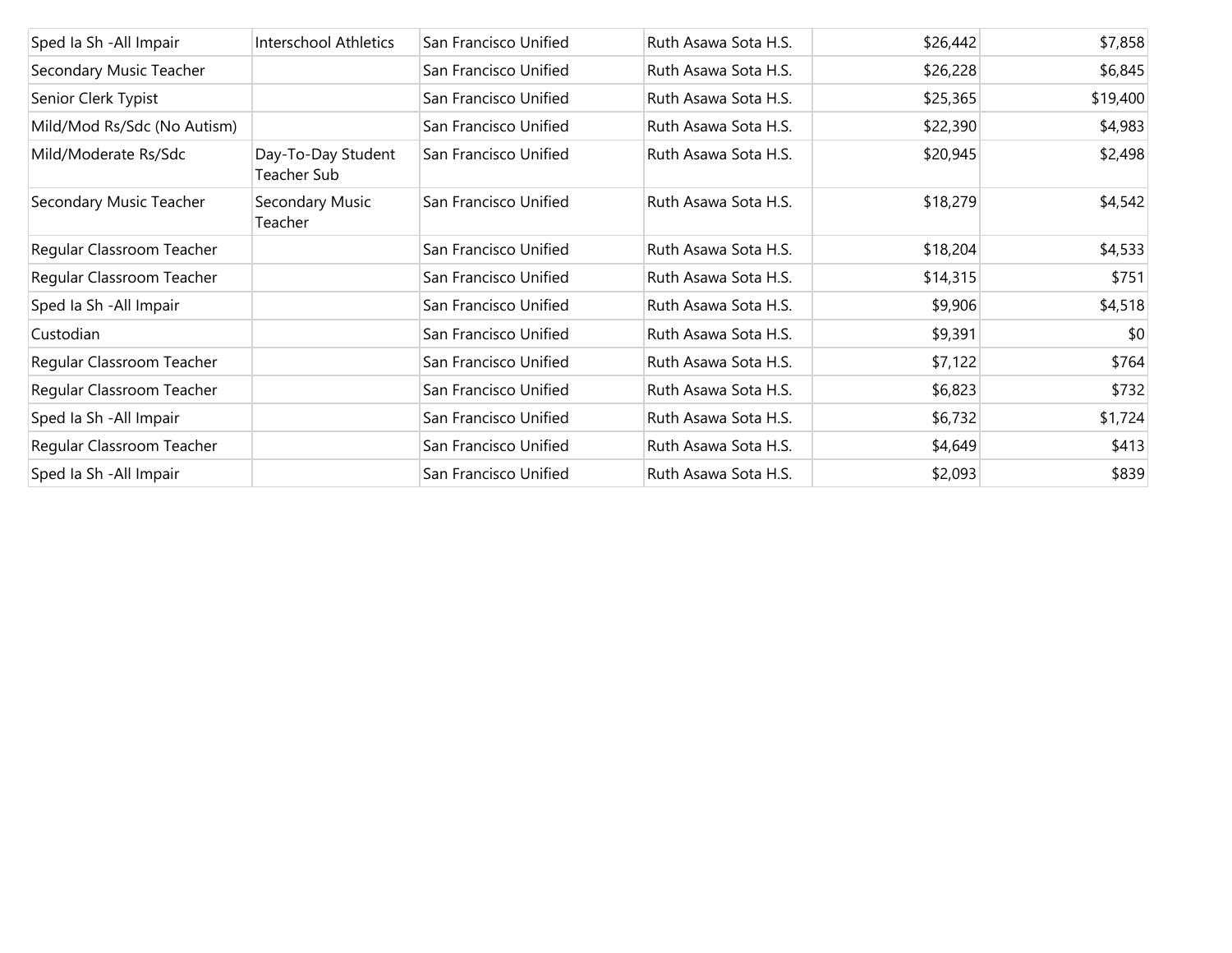| | | | | | |
|---|---|---|---|---|---|
| Sped Ia Sh -All Impair | Interschool Athletics | San Francisco Unified | Ruth Asawa Sota H.S. | $26,442 | $7,858 |
| Secondary Music Teacher | | San Francisco Unified | Ruth Asawa Sota H.S. | $26,228 | $6,845 |
| Senior Clerk Typist | | San Francisco Unified | Ruth Asawa Sota H.S. | $25,365 | $19,400 |
| Mild/Mod Rs/Sdc (No Autism) | | San Francisco Unified | Ruth Asawa Sota H.S. | $22,390 | $4,983 |
| Mild/Moderate Rs/Sdc | Day-To-Day Student Teacher Sub | San Francisco Unified | Ruth Asawa Sota H.S. | $20,945 | $2,498 |
| Secondary Music Teacher | Secondary Music Teacher | San Francisco Unified | Ruth Asawa Sota H.S. | $18,279 | $4,542 |
| Regular Classroom Teacher | | San Francisco Unified | Ruth Asawa Sota H.S. | $18,204 | $4,533 |
| Regular Classroom Teacher | | San Francisco Unified | Ruth Asawa Sota H.S. | $14,315 | $751 |
| Sped Ia Sh -All Impair | | San Francisco Unified | Ruth Asawa Sota H.S. | $9,906 | $4,518 |
| Custodian | | San Francisco Unified | Ruth Asawa Sota H.S. | $9,391 | $0 |
| Regular Classroom Teacher | | San Francisco Unified | Ruth Asawa Sota H.S. | $7,122 | $764 |
| Regular Classroom Teacher | | San Francisco Unified | Ruth Asawa Sota H.S. | $6,823 | $732 |
| Sped Ia Sh -All Impair | | San Francisco Unified | Ruth Asawa Sota H.S. | $6,732 | $1,724 |
| Regular Classroom Teacher | | San Francisco Unified | Ruth Asawa Sota H.S. | $4,649 | $413 |
| Sped Ia Sh -All Impair | | San Francisco Unified | Ruth Asawa Sota H.S. | $2,093 | $839 |